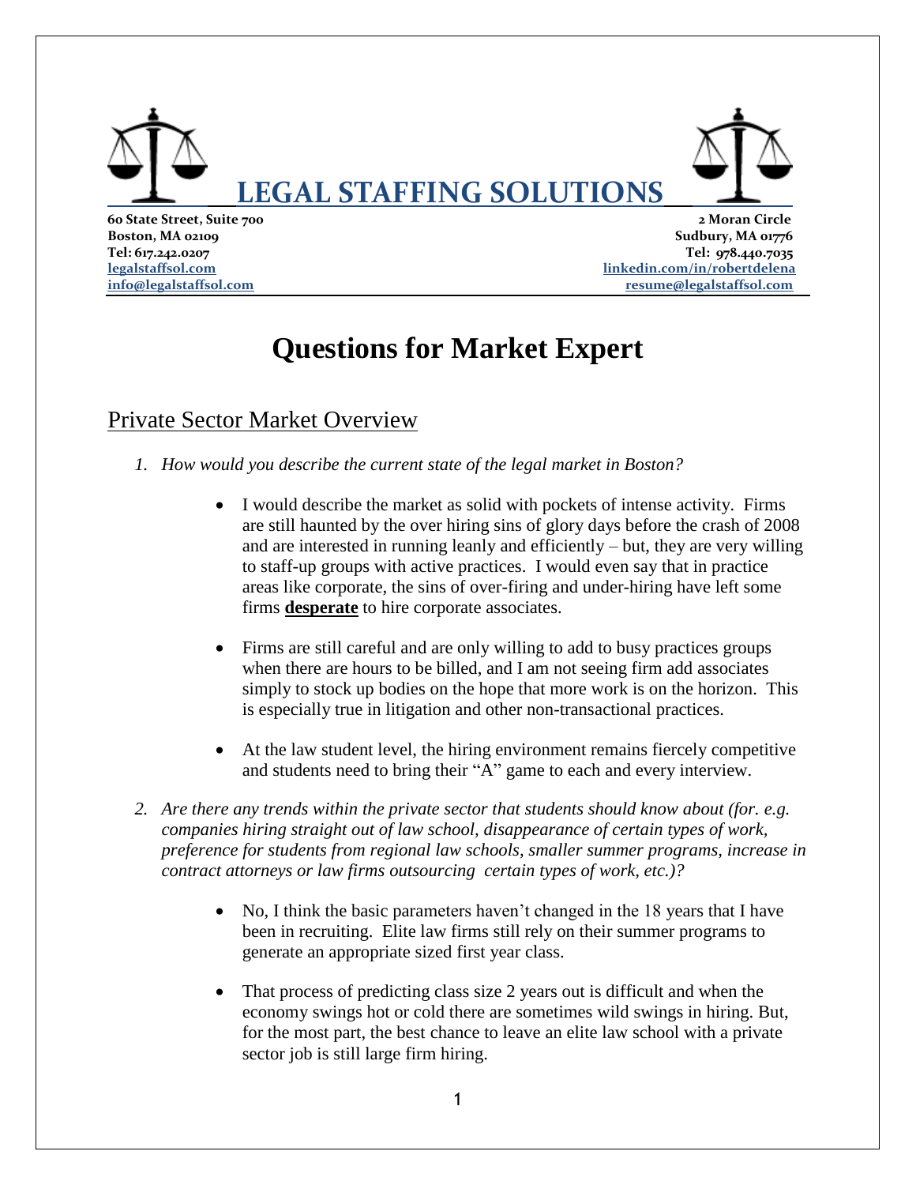# LEGAL STAFFING SOLUTIONS

**60 State Street, Suite 700**
**Boston, MA 02109**
**Tel: 617.242.0207**
**legalstaffsol.com**
**info@legalstaffsol.com**

**2 Moran Circle**
**Sudbury, MA 01776**
**Tel: 978.440.7035**
**linkedin.com/in/robertdelena**
**resume@legalstaffsol.com**

# Questions for Market Expert

## Private Sector Market Overview

1. *How would you describe the current state of the legal market in Boston?*

   - I would describe the market as solid with pockets of intense activity. Firms are still haunted by the over hiring sins of glory days before the crash of 2008 and are interested in running leanly and efficiently – but, they are very willing to staff-up groups with active practices. I would even say that in practice areas like corporate, the sins of over-firing and under-hiring have left some firms **desperate** to hire corporate associates.

   - Firms are still careful and are only willing to add to busy practices groups when there are hours to be billed, and I am not seeing firm add associates simply to stock up bodies on the hope that more work is on the horizon. This is especially true in litigation and other non-transactional practices.

   - At the law student level, the hiring environment remains fiercely competitive and students need to bring their "A" game to each and every interview.

2. *Are there any trends within the private sector that students should know about (for. e.g. companies hiring straight out of law school, disappearance of certain types of work, preference for students from regional law schools, smaller summer programs, increase in contract attorneys or law firms outsourcing certain types of work, etc.)?*

   - No, I think the basic parameters haven't changed in the 18 years that I have been in recruiting. Elite law firms still rely on their summer programs to generate an appropriate sized first year class.

   - That process of predicting class size 2 years out is difficult and when the economy swings hot or cold there are sometimes wild swings in hiring. But, for the most part, the best chance to leave an elite law school with a private sector job is still large firm hiring.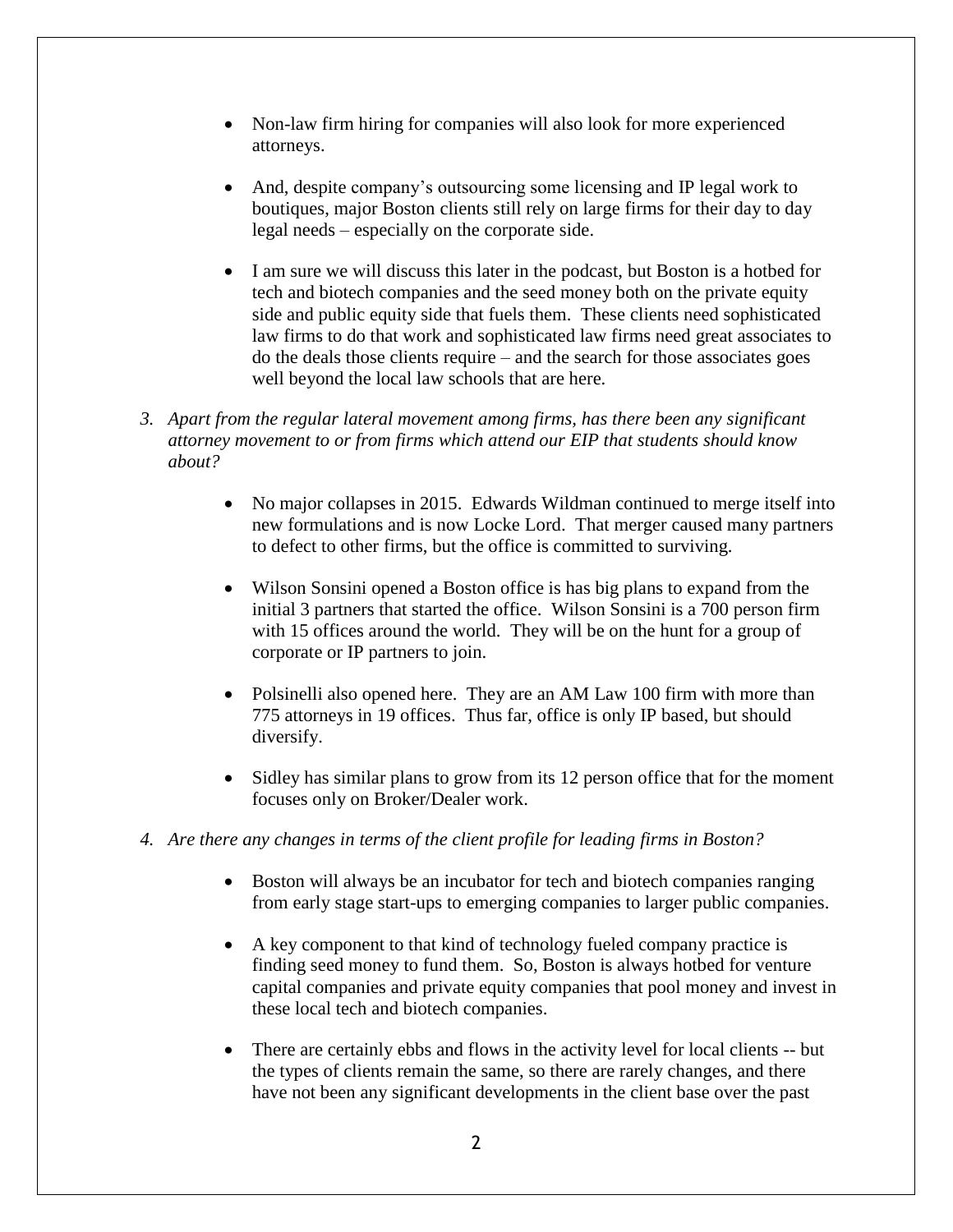- Non-law firm hiring for companies will also look for more experienced attorneys.

- And, despite company's outsourcing some licensing and IP legal work to boutiques, major Boston clients still rely on large firms for their day to day legal needs – especially on the corporate side.

- I am sure we will discuss this later in the podcast, but Boston is a hotbed for tech and biotech companies and the seed money both on the private equity side and public equity side that fuels them. These clients need sophisticated law firms to do that work and sophisticated law firms need great associates to do the deals those clients require – and the search for those associates goes well beyond the local law schools that are here.

3. *Apart from the regular lateral movement among firms, has there been any significant attorney movement to or from firms which attend our EIP that students should know about?*

    - No major collapses in 2015. Edwards Wildman continued to merge itself into new formulations and is now Locke Lord. That merger caused many partners to defect to other firms, but the office is committed to surviving.

    - Wilson Sonsini opened a Boston office is has big plans to expand from the initial 3 partners that started the office. Wilson Sonsini is a 700 person firm with 15 offices around the world. They will be on the hunt for a group of corporate or IP partners to join.

    - Polsinelli also opened here. They are an AM Law 100 firm with more than 775 attorneys in 19 offices. Thus far, office is only IP based, but should diversify.

    - Sidley has similar plans to grow from its 12 person office that for the moment focuses only on Broker/Dealer work.

4. *Are there any changes in terms of the client profile for leading firms in Boston?*

    - Boston will always be an incubator for tech and biotech companies ranging from early stage start-ups to emerging companies to larger public companies.

    - A key component to that kind of technology fueled company practice is finding seed money to fund them. So, Boston is always hotbed for venture capital companies and private equity companies that pool money and invest in these local tech and biotech companies.

    - There are certainly ebbs and flows in the activity level for local clients -- but the types of clients remain the same, so there are rarely changes, and there have not been any significant developments in the client base over the past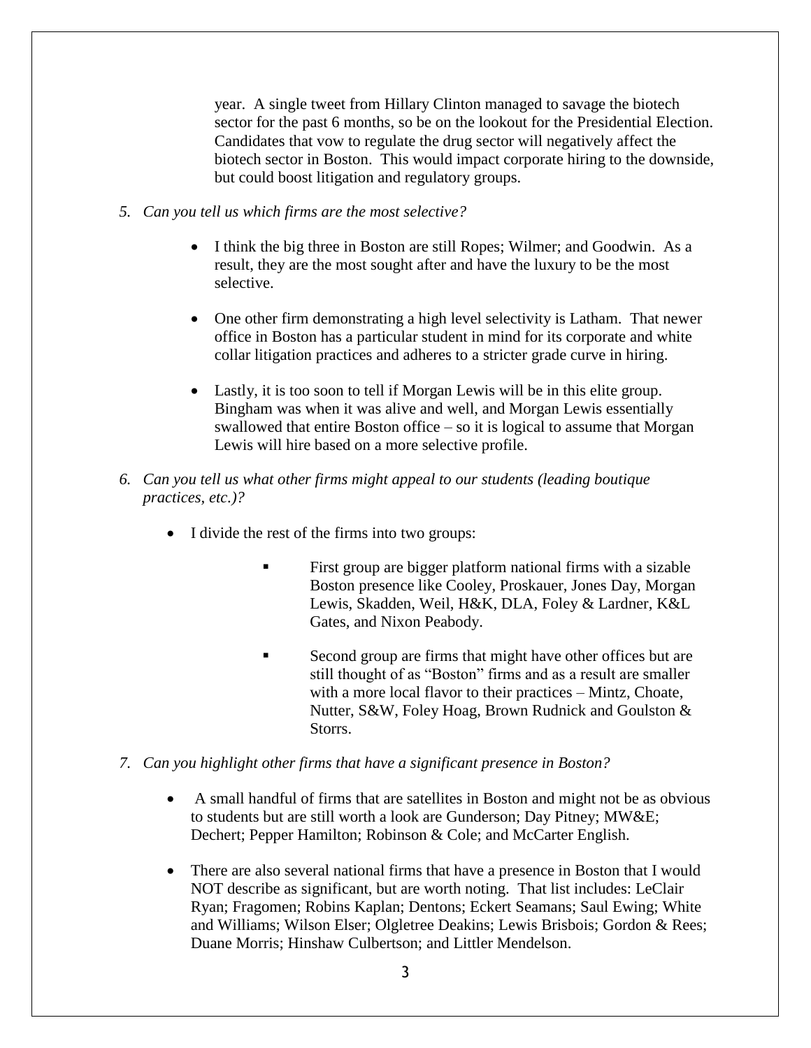year. A single tweet from Hillary Clinton managed to savage the biotech sector for the past 6 months, so be on the lookout for the Presidential Election. Candidates that vow to regulate the drug sector will negatively affect the biotech sector in Boston. This would impact corporate hiring to the downside, but could boost litigation and regulatory groups.

5. *Can you tell us which firms are the most selective?*

    - I think the big three in Boston are still Ropes; Wilmer; and Goodwin. As a result, they are the most sought after and have the luxury to be the most selective.

    - One other firm demonstrating a high level selectivity is Latham. That newer office in Boston has a particular student in mind for its corporate and white collar litigation practices and adheres to a stricter grade curve in hiring.

    - Lastly, it is too soon to tell if Morgan Lewis will be in this elite group. Bingham was when it was alive and well, and Morgan Lewis essentially swallowed that entire Boston office – so it is logical to assume that Morgan Lewis will hire based on a more selective profile.

6. *Can you tell us what other firms might appeal to our students (leading boutique practices, etc.)?*

    - I divide the rest of the firms into two groups:

        - First group are bigger platform national firms with a sizable Boston presence like Cooley, Proskauer, Jones Day, Morgan Lewis, Skadden, Weil, H&K, DLA, Foley & Lardner, K&L Gates, and Nixon Peabody.

        - Second group are firms that might have other offices but are still thought of as "Boston" firms and as a result are smaller with a more local flavor to their practices – Mintz, Choate, Nutter, S&W, Foley Hoag, Brown Rudnick and Goulston & Storrs.

7. *Can you highlight other firms that have a significant presence in Boston?*

    - A small handful of firms that are satellites in Boston and might not be as obvious to students but are still worth a look are Gunderson; Day Pitney; MW&E; Dechert; Pepper Hamilton; Robinson & Cole; and McCarter English.

    - There are also several national firms that have a presence in Boston that I would NOT describe as significant, but are worth noting. That list includes: LeClair Ryan; Fragomen; Robins Kaplan; Dentons; Eckert Seamans; Saul Ewing; White and Williams; Wilson Elser; Olgletree Deakins; Lewis Brisbois; Gordon & Rees; Duane Morris; Hinshaw Culbertson; and Littler Mendelson.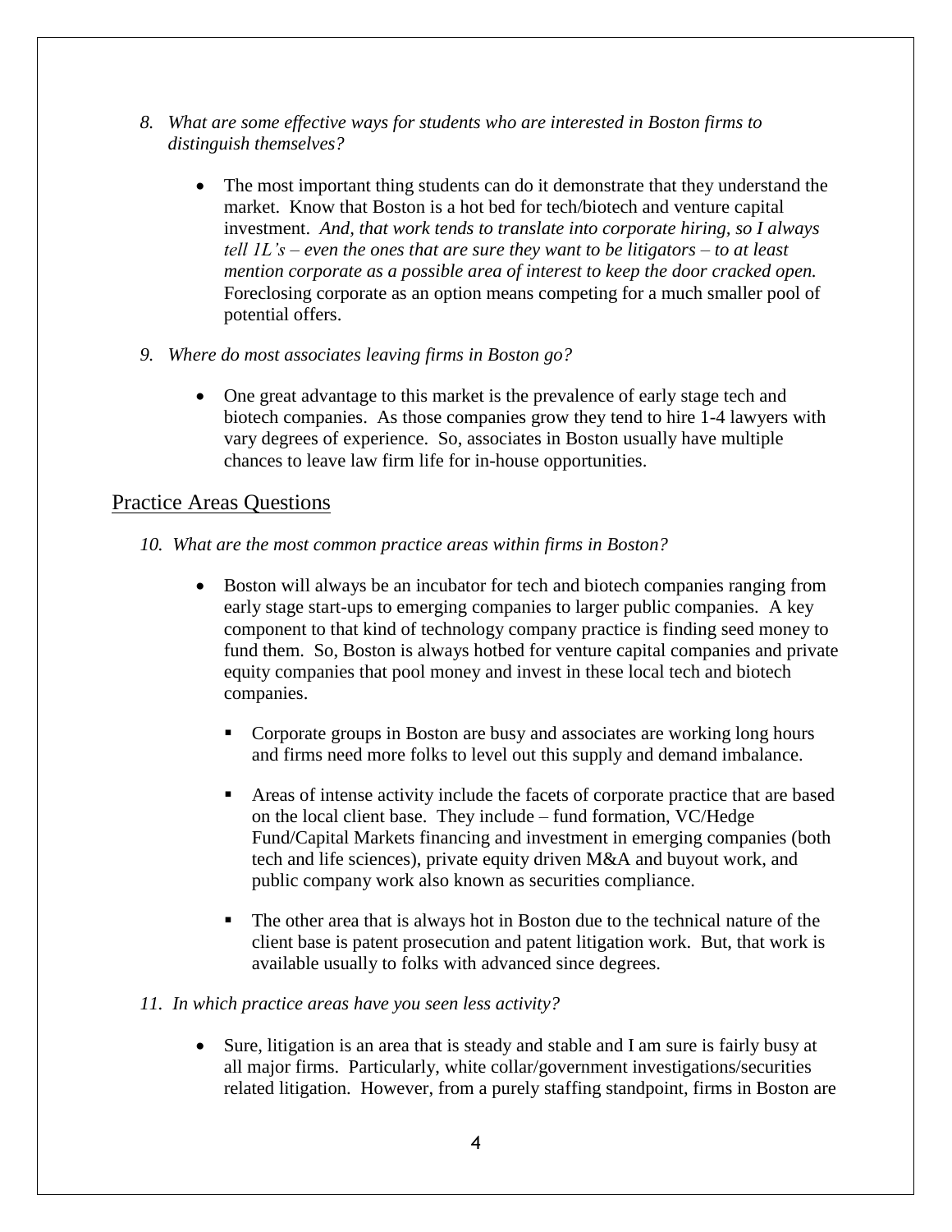*8. What are some effective ways for students who are interested in Boston firms to distinguish themselves?*

- The most important thing students can do it demonstrate that they understand the market. Know that Boston is a hot bed for tech/biotech and venture capital investment. *And, that work tends to translate into corporate hiring, so I always tell 1L's – even the ones that are sure they want to be litigators – to at least mention corporate as a possible area of interest to keep the door cracked open.* Foreclosing corporate as an option means competing for a much smaller pool of potential offers.

*9. Where do most associates leaving firms in Boston go?*

- One great advantage to this market is the prevalence of early stage tech and biotech companies. As those companies grow they tend to hire 1-4 lawyers with vary degrees of experience. So, associates in Boston usually have multiple chances to leave law firm life for in-house opportunities.

## Practice Areas Questions

*10. What are the most common practice areas within firms in Boston?*

- Boston will always be an incubator for tech and biotech companies ranging from early stage start-ups to emerging companies to larger public companies. A key component to that kind of technology company practice is finding seed money to fund them. So, Boston is always hotbed for venture capital companies and private equity companies that pool money and invest in these local tech and biotech companies.
  - Corporate groups in Boston are busy and associates are working long hours and firms need more folks to level out this supply and demand imbalance.
  - Areas of intense activity include the facets of corporate practice that are based on the local client base. They include – fund formation, VC/Hedge Fund/Capital Markets financing and investment in emerging companies (both tech and life sciences), private equity driven M&A and buyout work, and public company work also known as securities compliance.
  - The other area that is always hot in Boston due to the technical nature of the client base is patent prosecution and patent litigation work. But, that work is available usually to folks with advanced since degrees.

*11. In which practice areas have you seen less activity?*

- Sure, litigation is an area that is steady and stable and I am sure is fairly busy at all major firms. Particularly, white collar/government investigations/securities related litigation. However, from a purely staffing standpoint, firms in Boston are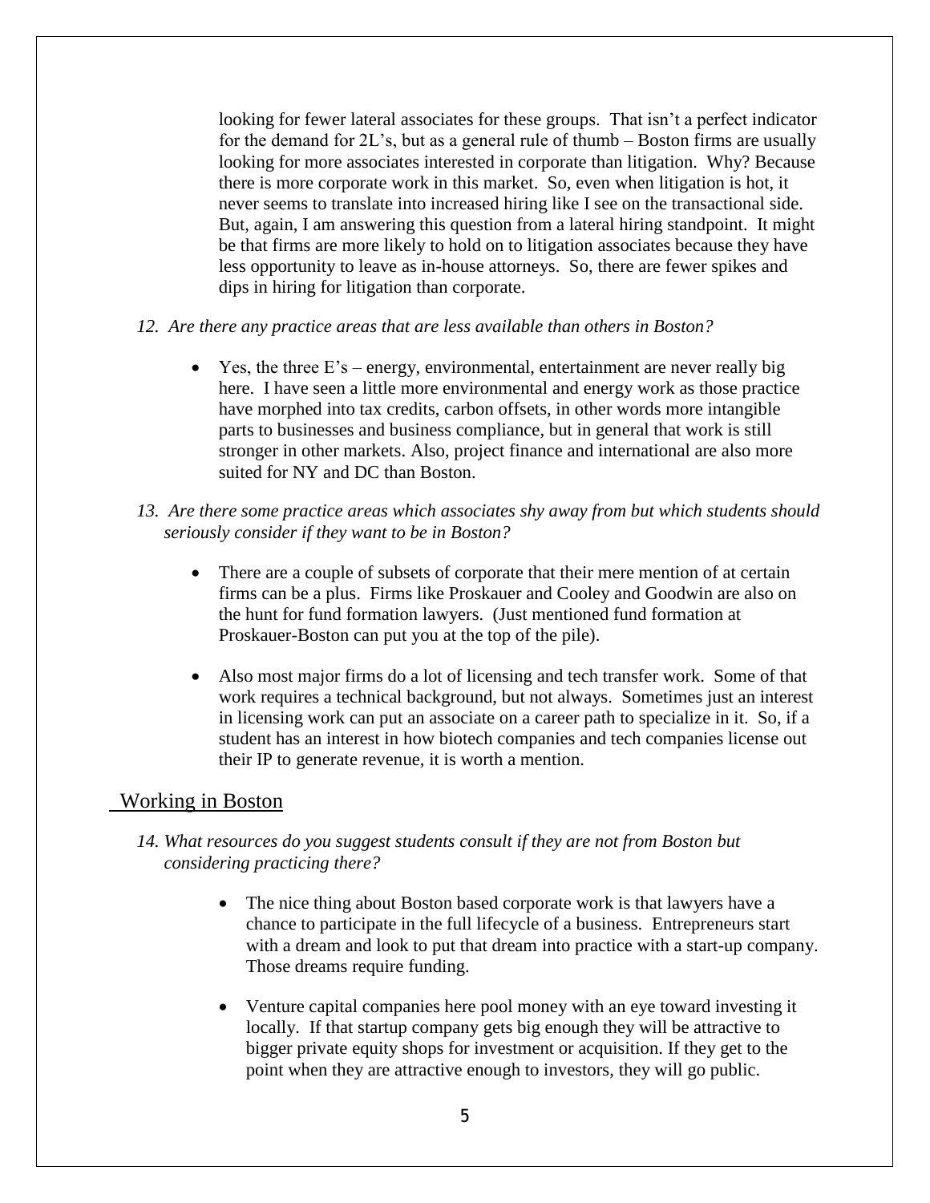looking for fewer lateral associates for these groups. That isn't a perfect indicator for the demand for 2L's, but as a general rule of thumb – Boston firms are usually looking for more associates interested in corporate than litigation. Why? Because there is more corporate work in this market. So, even when litigation is hot, it never seems to translate into increased hiring like I see on the transactional side. But, again, I am answering this question from a lateral hiring standpoint. It might be that firms are more likely to hold on to litigation associates because they have less opportunity to leave as in-house attorneys. So, there are fewer spikes and dips in hiring for litigation than corporate.

*12. Are there any practice areas that are less available than others in Boston?*

- Yes, the three E's – energy, environmental, entertainment are never really big here. I have seen a little more environmental and energy work as those practice have morphed into tax credits, carbon offsets, in other words more intangible parts to businesses and business compliance, but in general that work is still stronger in other markets. Also, project finance and international are also more suited for NY and DC than Boston.

*13. Are there some practice areas which associates shy away from but which students should seriously consider if they want to be in Boston?*

- There are a couple of subsets of corporate that their mere mention of at certain firms can be a plus. Firms like Proskauer and Cooley and Goodwin are also on the hunt for fund formation lawyers. (Just mentioned fund formation at Proskauer-Boston can put you at the top of the pile).

- Also most major firms do a lot of licensing and tech transfer work. Some of that work requires a technical background, but not always. Sometimes just an interest in licensing work can put an associate on a career path to specialize in it. So, if a student has an interest in how biotech companies and tech companies license out their IP to generate revenue, it is worth a mention.

## Working in Boston

*14. What resources do you suggest students consult if they are not from Boston but considering practicing there?*

- The nice thing about Boston based corporate work is that lawyers have a chance to participate in the full lifecycle of a business. Entrepreneurs start with a dream and look to put that dream into practice with a start-up company. Those dreams require funding.

- Venture capital companies here pool money with an eye toward investing it locally. If that startup company gets big enough they will be attractive to bigger private equity shops for investment or acquisition. If they get to the point when they are attractive enough to investors, they will go public.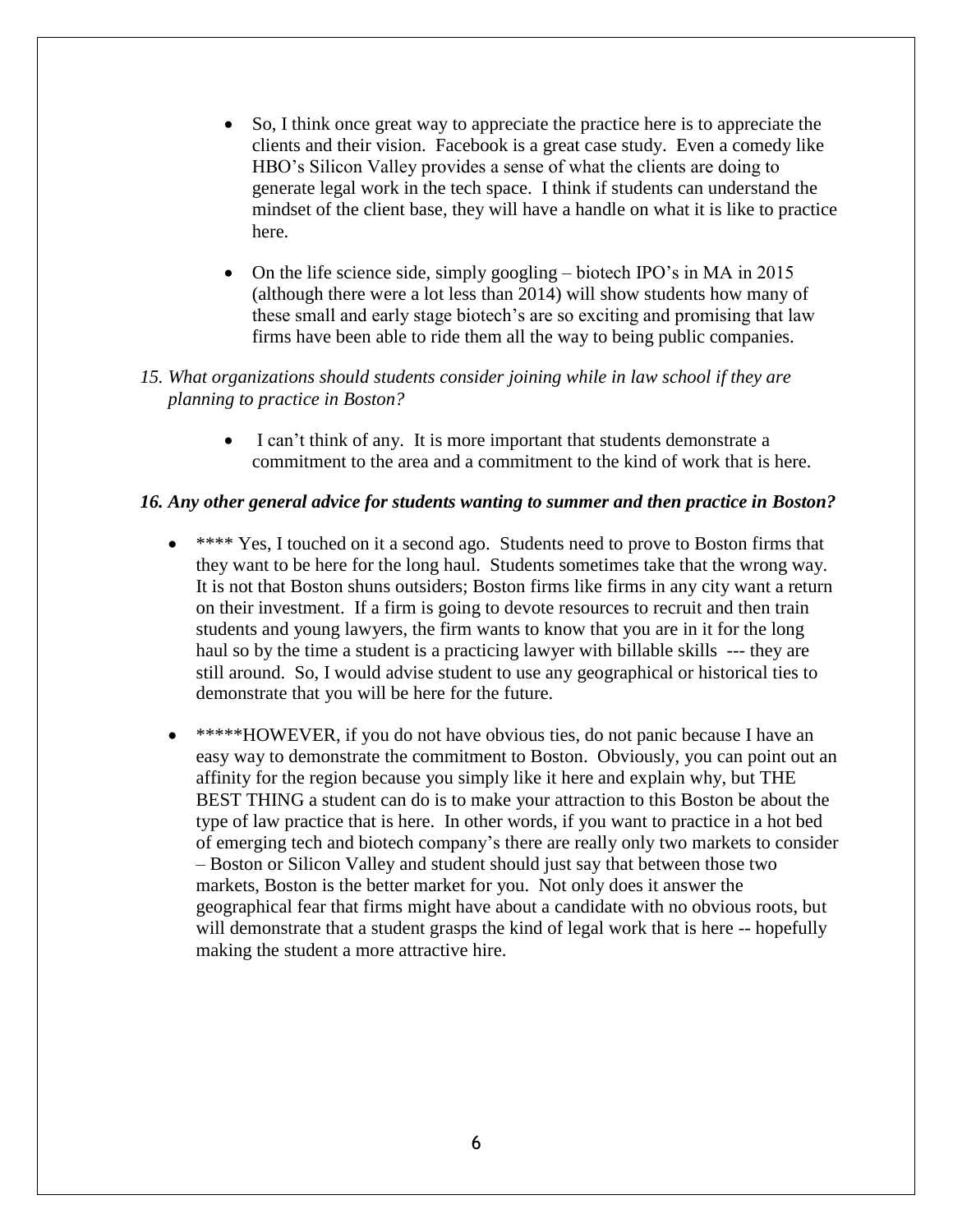- So, I think once great way to appreciate the practice here is to appreciate the clients and their vision. Facebook is a great case study. Even a comedy like HBO's Silicon Valley provides a sense of what the clients are doing to generate legal work in the tech space. I think if students can understand the mindset of the client base, they will have a handle on what it is like to practice here.

- On the life science side, simply googling – biotech IPO's in MA in 2015 (although there were a lot less than 2014) will show students how many of these small and early stage biotech's are so exciting and promising that law firms have been able to ride them all the way to being public companies.

*15. What organizations should students consider joining while in law school if they are planning to practice in Boston?*

- I can't think of any. It is more important that students demonstrate a commitment to the area and a commitment to the kind of work that is here.

***16. Any other general advice for students wanting to summer and then practice in Boston?***

- **** Yes, I touched on it a second ago. Students need to prove to Boston firms that they want to be here for the long haul. Students sometimes take that the wrong way. It is not that Boston shuns outsiders; Boston firms like firms in any city want a return on their investment. If a firm is going to devote resources to recruit and then train students and young lawyers, the firm wants to know that you are in it for the long haul so by the time a student is a practicing lawyer with billable skills --- they are still around. So, I would advise student to use any geographical or historical ties to demonstrate that you will be here for the future.

- *****HOWEVER, if you do not have obvious ties, do not panic because I have an easy way to demonstrate the commitment to Boston. Obviously, you can point out an affinity for the region because you simply like it here and explain why, but THE BEST THING a student can do is to make your attraction to this Boston be about the type of law practice that is here. In other words, if you want to practice in a hot bed of emerging tech and biotech company's there are really only two markets to consider – Boston or Silicon Valley and student should just say that between those two markets, Boston is the better market for you. Not only does it answer the geographical fear that firms might have about a candidate with no obvious roots, but will demonstrate that a student grasps the kind of legal work that is here -- hopefully making the student a more attractive hire.